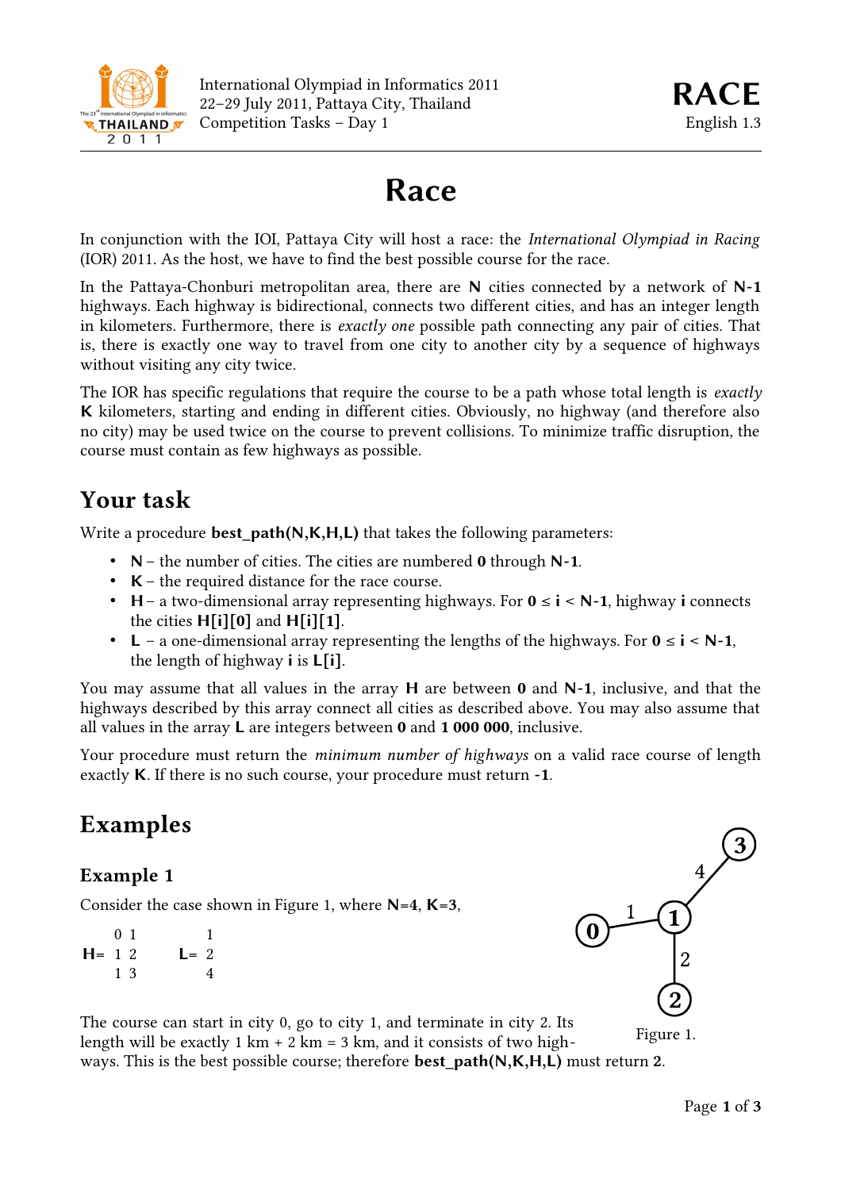International Olympiad in Informatics 2011
22–29 July 2011, Pattaya City, Thailand
Competition Tasks – Day 1

**RACE**
English 1.3

# Race

In conjunction with the IOI, Pattaya City will host a race: the *International Olympiad in Racing* (IOR) 2011. As the host, we have to find the best possible course for the race.

In the Pattaya-Chonburi metropolitan area, there are **N** cities connected by a network of **N-1** highways. Each highway is bidirectional, connects two different cities, and has an integer length in kilometers. Furthermore, there is *exactly one* possible path connecting any pair of cities. That is, there is exactly one way to travel from one city to another city by a sequence of highways without visiting any city twice.

The IOR has specific regulations that require the course to be a path whose total length is *exactly* **K** kilometers, starting and ending in different cities. Obviously, no highway (and therefore also no city) may be used twice on the course to prevent collisions. To minimize traffic disruption, the course must contain as few highways as possible.

## Your task

Write a procedure **best_path(N,K,H,L)** that takes the following parameters:

- **N** – the number of cities. The cities are numbered **0** through **N-1**.
- **K** – the required distance for the race course.
- **H** – a two-dimensional array representing highways. For **0** ≤ **i** < **N-1**, highway **i** connects the cities **H[i][0]** and **H[i][1]**.
- **L** – a one-dimensional array representing the lengths of the highways. For **0** ≤ **i** < **N-1**, the length of highway **i** is **L[i]**.

You may assume that all values in the array **H** are between **0** and **N-1**, inclusive, and that the highways described by this array connect all cities as described above. You may also assume that all values in the array **L** are integers between **0** and **1 000 000**, inclusive.

Your procedure must return the *minimum number of highways* on a valid race course of length exactly **K**. If there is no such course, your procedure must return **-1**.

## Examples

### Example 1

Consider the case shown in Figure 1, where **N**=**4**, **K**=**3**,

```
      0 1         1
H=    1 2    L=   2
      1 3         4
```

Figure 1.

The course can start in city 0, go to city 1, and terminate in city 2. Its length will be exactly 1 km + 2 km = 3 km, and it consists of two highways. This is the best possible course; therefore **best_path(N,K,H,L)** must return **2**.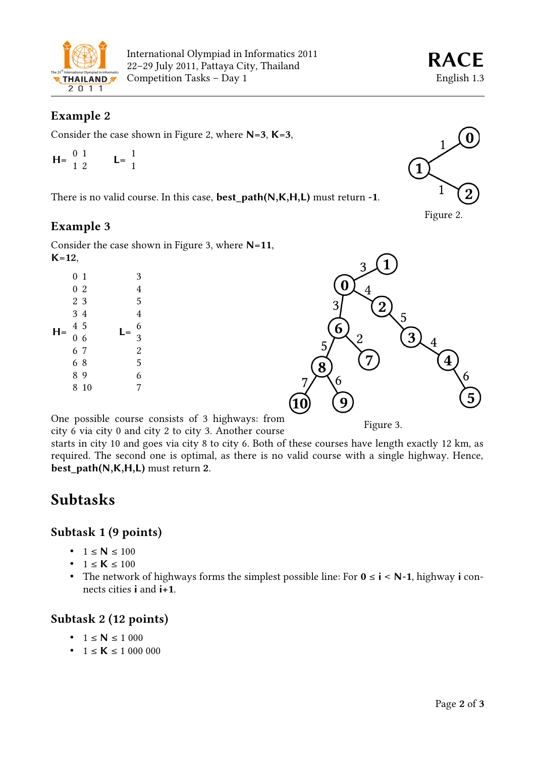### Example 2

Consider the case shown in Figure 2, where **N**=**3**, **K**=**3**,

**H**= 
| | |
|---|---|
| 0 | 1 |
| 1 | 2 |

**L**=
| |
|---|
| 1 |
| 1 |

There is no valid course. In this case, **best_path(N,K,H,L)** must return **-1**.

Figure 2.

### Example 3

Consider the case shown in Figure 3, where **N**=**11**, **K**=**12**,

| **H**= | | **L**= |
|---|---|---|
| 0 | 1 | 3 |
| 0 | 2 | 4 |
| 2 | 3 | 5 |
| 3 | 4 | 4 |
| 4 | 5 | 6 |
| 0 | 6 | 3 |
| 6 | 7 | 2 |
| 6 | 8 | 5 |
| 8 | 9 | 6 |
| 8 | 10 | 7 |

Figure 3.

One possible course consists of 3 highways: from city 6 via city 0 and city 2 to city 3. Another course starts in city 10 and goes via city 8 to city 6. Both of these courses have length exactly 12 km, as required. The second one is optimal, as there is no valid course with a single highway. Hence, **best_path(N,K,H,L)** must return **2**.

## Subtasks

### Subtask 1 (9 points)

- $1 \le$ **N** $\le 100$
- $1 \le$ **K** $\le 100$
- The network of highways forms the simplest possible line: For $\mathbf{0} \le \mathbf{i} < \mathbf{N}$-**1**, highway **i** connects cities **i** and **i**+**1**.

### Subtask 2 (12 points)

- $1 \le$ **N** $\le 1\,000$
- $1 \le$ **K** $\le 1\,000\,000$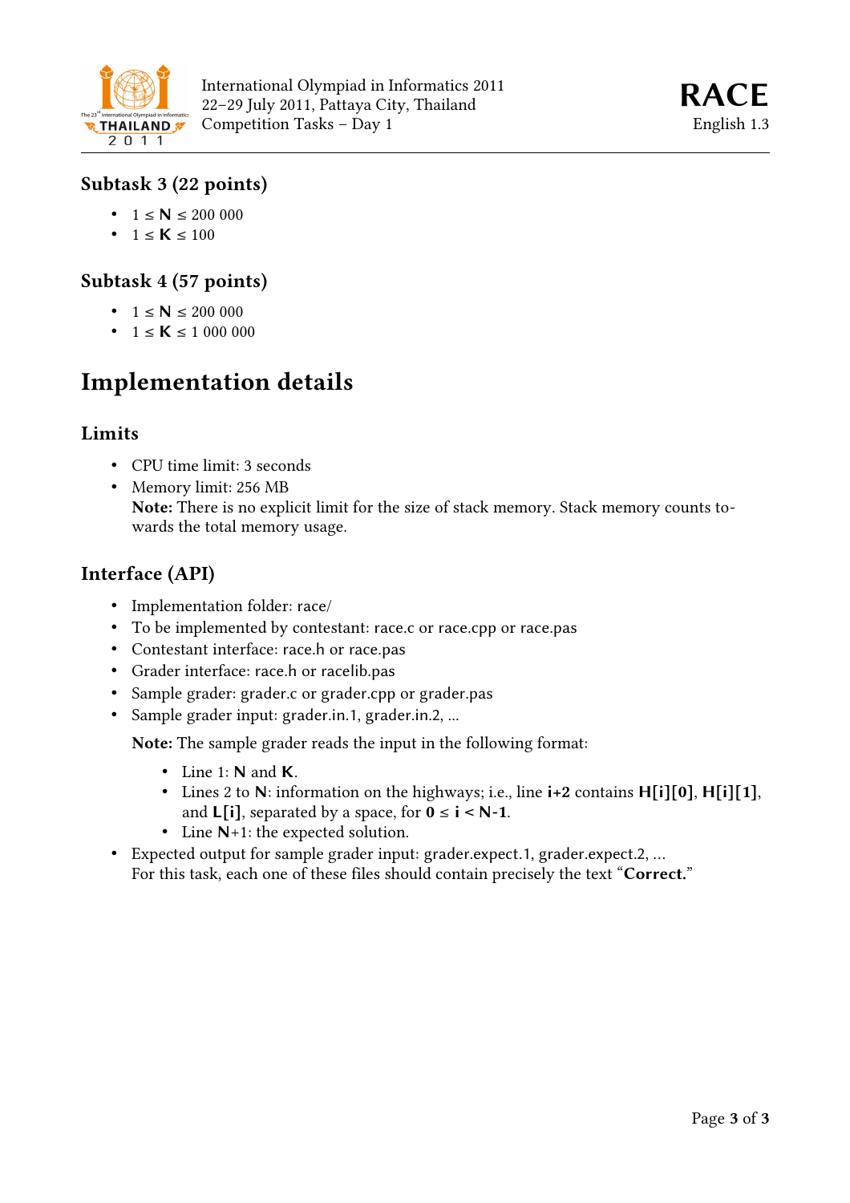### Subtask 3 (22 points)

- $1 \le$ **N** $\le$ 200 000
- $1 \le$ **K** $\le$ 100

### Subtask 4 (57 points)

- $1 \le$ **N** $\le$ 200 000
- $1 \le$ **K** $\le$ 1 000 000

## Implementation details

### Limits

- CPU time limit: 3 seconds
- Memory limit: 256 MB
  **Note:** There is no explicit limit for the size of stack memory. Stack memory counts towards the total memory usage.

### Interface (API)

- Implementation folder: race/
- To be implemented by contestant: race.c or race.cpp or race.pas
- Contestant interface: race.h or race.pas
- Grader interface: race.h or racelib.pas
- Sample grader: grader.c or grader.cpp or grader.pas
- Sample grader input: grader.in.1, grader.in.2, ...

  **Note:** The sample grader reads the input in the following format:

  - Line 1: **N** and **K**.
  - Lines 2 to **N**: information on the highways; i.e., line **i+2** contains **H[i][0]**, **H[i][1]**, and **L[i]**, separated by a space, for **0** $\le$ **i** < **N-1**.
  - Line **N**+1: the expected solution.
- Expected output for sample grader input: grader.expect.1, grader.expect.2, ...
  For this task, each one of these files should contain precisely the text "**Correct.**"